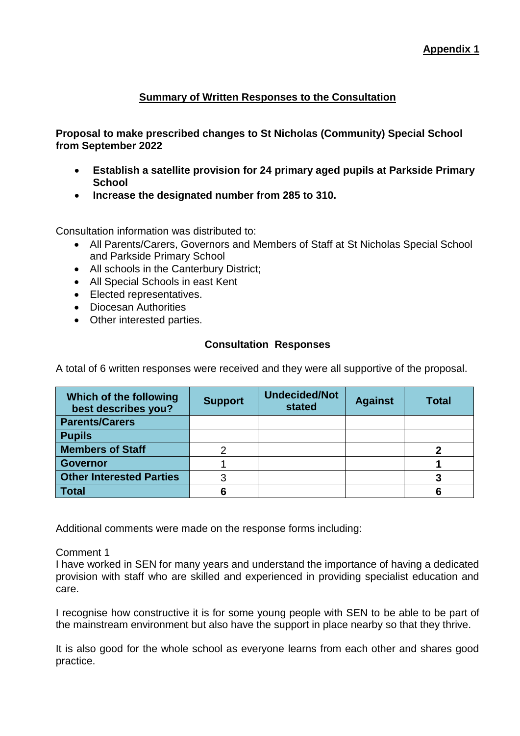**Appendix 1**

## Summary of Written Responses to the Consultation

**Proposal to make prescribed changes to St Nicholas (Community) Special School from September 2022**

- **Establish a satellite provision for 24 primary aged pupils at Parkside Primary School**
- **Increase the designated number from 285 to 310.**

Consultation information was distributed to:

- All Parents/Carers, Governors and Members of Staff at St Nicholas Special School and Parkside Primary School
- All schools in the Canterbury District;
- All Special Schools in east Kent
- Elected representatives.
- Diocesan Authorities
- Other interested parties.

### Consultation Responses

A total of 6 written responses were received and they were all supportive of the proposal.

| Which of the following best describes you? | Support | Undecided/Not stated | Against | Total |
|---|---|---|---|---|
| **Parents/Carers** | | | | |
| **Pupils** | | | | |
| **Members of Staff** | 2 | | | **2** |
| **Governor** | 1 | | | **1** |
| **Other Interested Parties** | 3 | | | **3** |
| **Total** | **6** | | | **6** |

Additional comments were made on the response forms including:

Comment 1

I have worked in SEN for many years and understand the importance of having a dedicated provision with staff who are skilled and experienced in providing specialist education and care.

I recognise how constructive it is for some young people with SEN to be able to be part of the mainstream environment but also have the support in place nearby so that they thrive.

It is also good for the whole school as everyone learns from each other and shares good practice.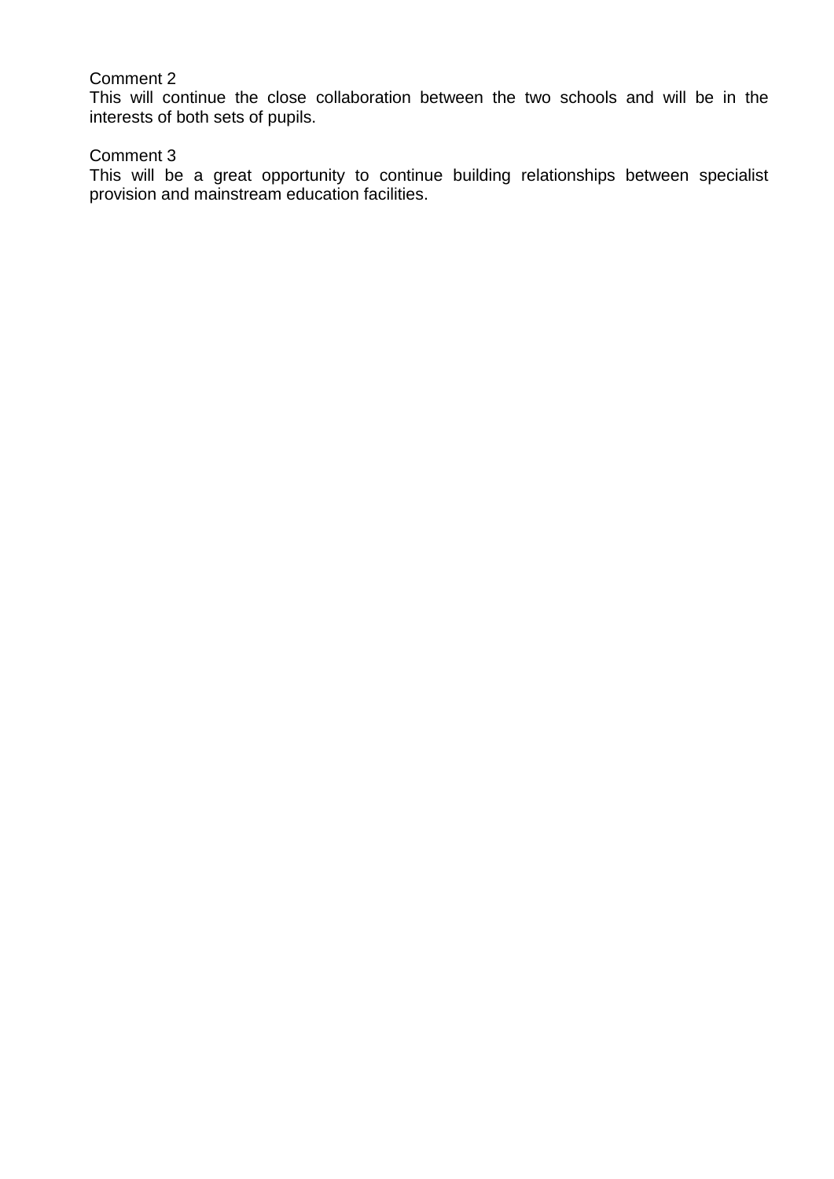Comment 2

This will continue the close collaboration between the two schools and will be in the interests of both sets of pupils.

Comment 3

This will be a great opportunity to continue building relationships between specialist provision and mainstream education facilities.